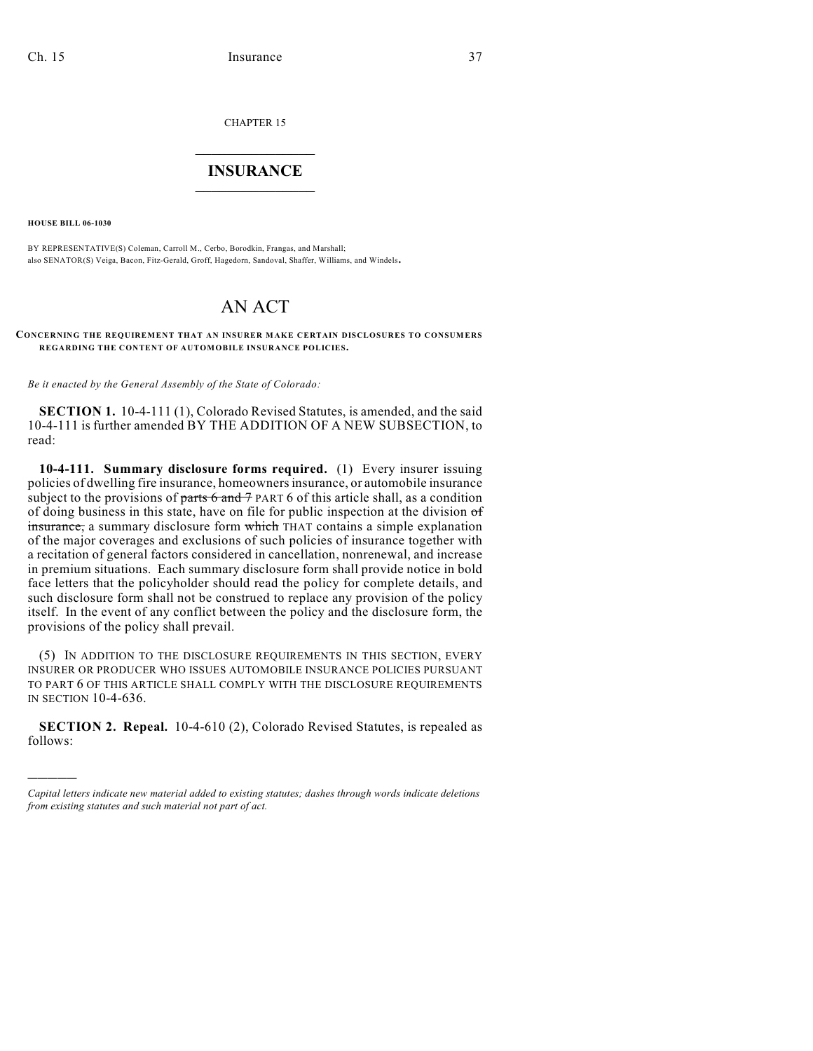CHAPTER 15

# INSURANCE

**HOUSE BILL 06-1030**

BY REPRESENTATIVE(S) Coleman, Carroll M., Cerbo, Borodkin, Frangas, and Marshall;
also SENATOR(S) Veiga, Bacon, Fitz-Gerald, Groff, Hagedorn, Sandoval, Shaffer, Williams, and Windels.

# AN ACT

**CONCERNING THE REQUIREMENT THAT AN INSURER MAKE CERTAIN DISCLOSURES TO CONSUMERS REGARDING THE CONTENT OF AUTOMOBILE INSURANCE POLICIES.**

*Be it enacted by the General Assembly of the State of Colorado:*

**SECTION 1.** 10-4-111 (1), Colorado Revised Statutes, is amended, and the said 10-4-111 is further amended BY THE ADDITION OF A NEW SUBSECTION, to read:

**10-4-111. Summary disclosure forms required.** (1) Every insurer issuing policies of dwelling fire insurance, homeowners insurance, or automobile insurance subject to the provisions of ~~parts 6 and 7~~ PART 6 of this article shall, as a condition of doing business in this state, have on file for public inspection at the division ~~of insurance,~~ a summary disclosure form ~~which~~ THAT contains a simple explanation of the major coverages and exclusions of such policies of insurance together with a recitation of general factors considered in cancellation, nonrenewal, and increase in premium situations. Each summary disclosure form shall provide notice in bold face letters that the policyholder should read the policy for complete details, and such disclosure form shall not be construed to replace any provision of the policy itself. In the event of any conflict between the policy and the disclosure form, the provisions of the policy shall prevail.

(5) IN ADDITION TO THE DISCLOSURE REQUIREMENTS IN THIS SECTION, EVERY INSURER OR PRODUCER WHO ISSUES AUTOMOBILE INSURANCE POLICIES PURSUANT TO PART 6 OF THIS ARTICLE SHALL COMPLY WITH THE DISCLOSURE REQUIREMENTS IN SECTION 10-4-636.

**SECTION 2. Repeal.** 10-4-610 (2), Colorado Revised Statutes, is repealed as follows:

---

*Capital letters indicate new material added to existing statutes; dashes through words indicate deletions from existing statutes and such material not part of act.*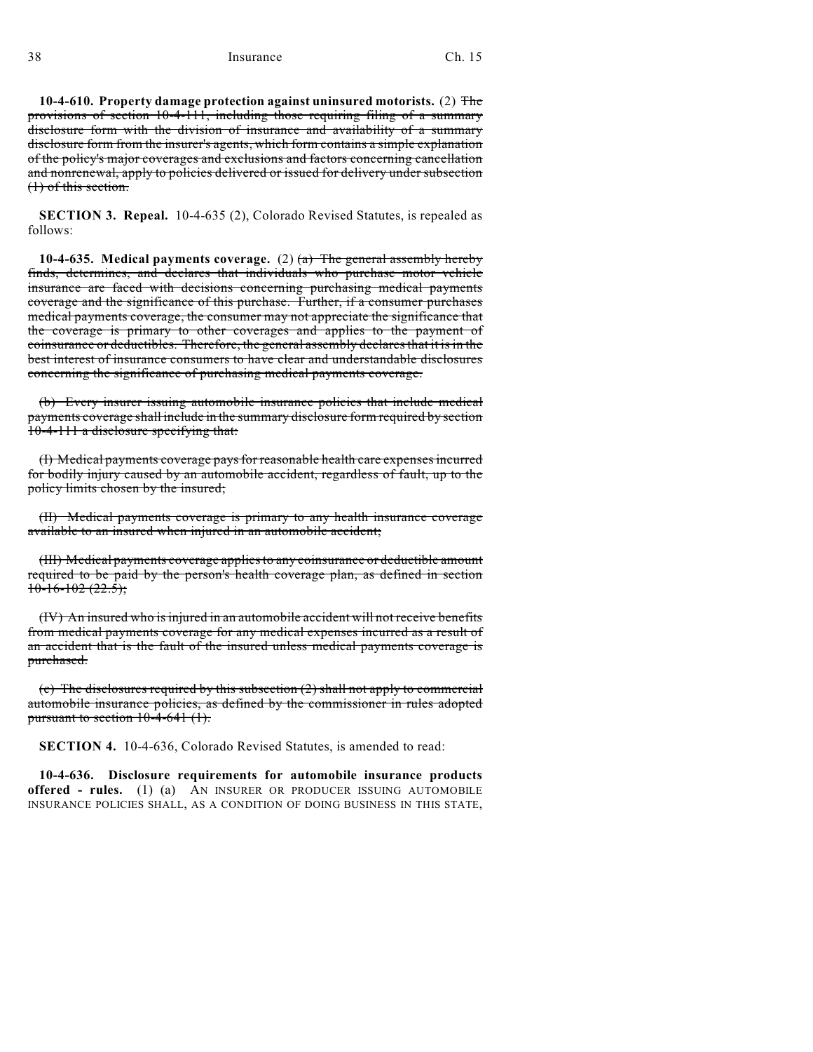**10-4-610. Property damage protection against uninsured motorists.** (2) ~~The provisions of section 10-4-111, including those requiring filing of a summary disclosure form with the division of insurance and availability of a summary disclosure form from the insurer's agents, which form contains a simple explanation of the policy's major coverages and exclusions and factors concerning cancellation and nonrenewal, apply to policies delivered or issued for delivery under subsection (1) of this section.~~

**SECTION 3. Repeal.** 10-4-635 (2), Colorado Revised Statutes, is repealed as follows:

**10-4-635. Medical payments coverage.** (2) ~~(a) The general assembly hereby finds, determines, and declares that individuals who purchase motor vehicle insurance are faced with decisions concerning purchasing medical payments coverage and the significance of this purchase. Further, if a consumer purchases medical payments coverage, the consumer may not appreciate the significance that the coverage is primary to other coverages and applies to the payment of coinsurance or deductibles. Therefore, the general assembly declares that it is in the best interest of insurance consumers to have clear and understandable disclosures concerning the significance of purchasing medical payments coverage.~~

~~(b) Every insurer issuing automobile insurance policies that include medical payments coverage shall include in the summary disclosure form required by section 10-4-111 a disclosure specifying that:~~

~~(I) Medical payments coverage pays for reasonable health care expenses incurred for bodily injury caused by an automobile accident, regardless of fault, up to the policy limits chosen by the insured;~~

~~(II) Medical payments coverage is primary to any health insurance coverage available to an insured when injured in an automobile accident;~~

~~(III) Medical payments coverage applies to any coinsurance or deductible amount required to be paid by the person's health coverage plan, as defined in section 10-16-102 (22.5);~~

~~(IV) An insured who is injured in an automobile accident will not receive benefits from medical payments coverage for any medical expenses incurred as a result of an accident that is the fault of the insured unless medical payments coverage is purchased.~~

~~(c) The disclosures required by this subsection (2) shall not apply to commercial automobile insurance policies, as defined by the commissioner in rules adopted pursuant to section 10-4-641 (1).~~

**SECTION 4.** 10-4-636, Colorado Revised Statutes, is amended to read:

**10-4-636. Disclosure requirements for automobile insurance products offered - rules.** (1) (a) AN INSURER OR PRODUCER ISSUING AUTOMOBILE INSURANCE POLICIES SHALL, AS A CONDITION OF DOING BUSINESS IN THIS STATE,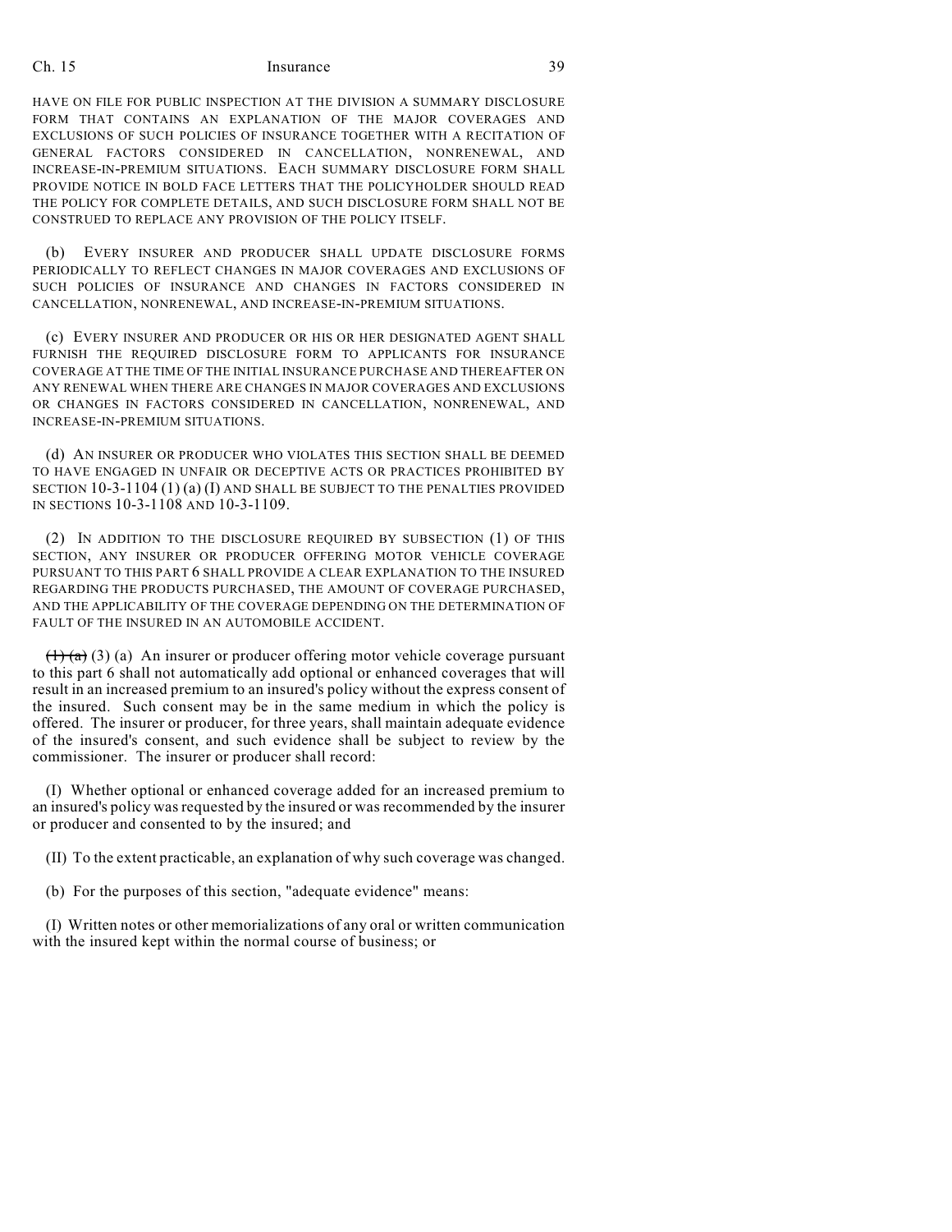HAVE ON FILE FOR PUBLIC INSPECTION AT THE DIVISION A SUMMARY DISCLOSURE FORM THAT CONTAINS AN EXPLANATION OF THE MAJOR COVERAGES AND EXCLUSIONS OF SUCH POLICIES OF INSURANCE TOGETHER WITH A RECITATION OF GENERAL FACTORS CONSIDERED IN CANCELLATION, NONRENEWAL, AND INCREASE-IN-PREMIUM SITUATIONS. EACH SUMMARY DISCLOSURE FORM SHALL PROVIDE NOTICE IN BOLD FACE LETTERS THAT THE POLICYHOLDER SHOULD READ THE POLICY FOR COMPLETE DETAILS, AND SUCH DISCLOSURE FORM SHALL NOT BE CONSTRUED TO REPLACE ANY PROVISION OF THE POLICY ITSELF.

(b) EVERY INSURER AND PRODUCER SHALL UPDATE DISCLOSURE FORMS PERIODICALLY TO REFLECT CHANGES IN MAJOR COVERAGES AND EXCLUSIONS OF SUCH POLICIES OF INSURANCE AND CHANGES IN FACTORS CONSIDERED IN CANCELLATION, NONRENEWAL, AND INCREASE-IN-PREMIUM SITUATIONS.

(c) EVERY INSURER AND PRODUCER OR HIS OR HER DESIGNATED AGENT SHALL FURNISH THE REQUIRED DISCLOSURE FORM TO APPLICANTS FOR INSURANCE COVERAGE AT THE TIME OF THE INITIAL INSURANCE PURCHASE AND THEREAFTER ON ANY RENEWAL WHEN THERE ARE CHANGES IN MAJOR COVERAGES AND EXCLUSIONS OR CHANGES IN FACTORS CONSIDERED IN CANCELLATION, NONRENEWAL, AND INCREASE-IN-PREMIUM SITUATIONS.

(d) AN INSURER OR PRODUCER WHO VIOLATES THIS SECTION SHALL BE DEEMED TO HAVE ENGAGED IN UNFAIR OR DECEPTIVE ACTS OR PRACTICES PROHIBITED BY SECTION 10-3-1104 (1) (a) (I) AND SHALL BE SUBJECT TO THE PENALTIES PROVIDED IN SECTIONS 10-3-1108 AND 10-3-1109.

(2) IN ADDITION TO THE DISCLOSURE REQUIRED BY SUBSECTION (1) OF THIS SECTION, ANY INSURER OR PRODUCER OFFERING MOTOR VEHICLE COVERAGE PURSUANT TO THIS PART 6 SHALL PROVIDE A CLEAR EXPLANATION TO THE INSURED REGARDING THE PRODUCTS PURCHASED, THE AMOUNT OF COVERAGE PURCHASED, AND THE APPLICABILITY OF THE COVERAGE DEPENDING ON THE DETERMINATION OF FAULT OF THE INSURED IN AN AUTOMOBILE ACCIDENT.

~~(1) (a)~~ (3) (a) An insurer or producer offering motor vehicle coverage pursuant to this part 6 shall not automatically add optional or enhanced coverages that will result in an increased premium to an insured's policy without the express consent of the insured. Such consent may be in the same medium in which the policy is offered. The insurer or producer, for three years, shall maintain adequate evidence of the insured's consent, and such evidence shall be subject to review by the commissioner. The insurer or producer shall record:

(I) Whether optional or enhanced coverage added for an increased premium to an insured's policy was requested by the insured or was recommended by the insurer or producer and consented to by the insured; and

(II) To the extent practicable, an explanation of why such coverage was changed.

(b) For the purposes of this section, "adequate evidence" means:

(I) Written notes or other memorializations of any oral or written communication with the insured kept within the normal course of business; or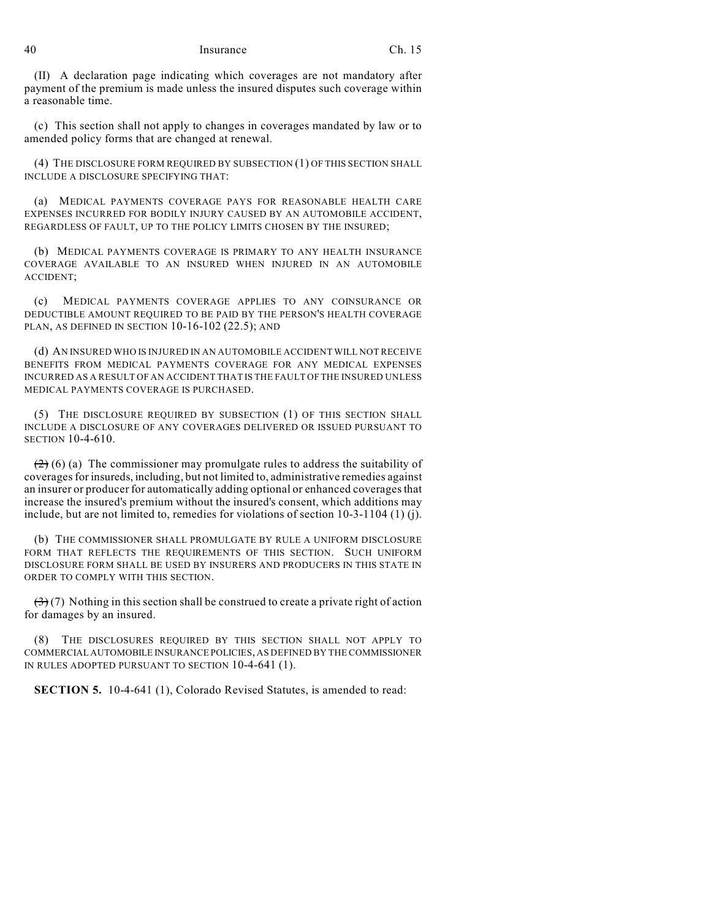(II) A declaration page indicating which coverages are not mandatory after payment of the premium is made unless the insured disputes such coverage within a reasonable time.

(c) This section shall not apply to changes in coverages mandated by law or to amended policy forms that are changed at renewal.

(4) THE DISCLOSURE FORM REQUIRED BY SUBSECTION (1) OF THIS SECTION SHALL INCLUDE A DISCLOSURE SPECIFYING THAT:

(a) MEDICAL PAYMENTS COVERAGE PAYS FOR REASONABLE HEALTH CARE EXPENSES INCURRED FOR BODILY INJURY CAUSED BY AN AUTOMOBILE ACCIDENT, REGARDLESS OF FAULT, UP TO THE POLICY LIMITS CHOSEN BY THE INSURED;

(b) MEDICAL PAYMENTS COVERAGE IS PRIMARY TO ANY HEALTH INSURANCE COVERAGE AVAILABLE TO AN INSURED WHEN INJURED IN AN AUTOMOBILE ACCIDENT;

(c) MEDICAL PAYMENTS COVERAGE APPLIES TO ANY COINSURANCE OR DEDUCTIBLE AMOUNT REQUIRED TO BE PAID BY THE PERSON'S HEALTH COVERAGE PLAN, AS DEFINED IN SECTION 10-16-102 (22.5); AND

(d) AN INSURED WHO IS INJURED IN AN AUTOMOBILE ACCIDENT WILL NOT RECEIVE BENEFITS FROM MEDICAL PAYMENTS COVERAGE FOR ANY MEDICAL EXPENSES INCURRED AS A RESULT OF AN ACCIDENT THAT IS THE FAULT OF THE INSURED UNLESS MEDICAL PAYMENTS COVERAGE IS PURCHASED.

(5) THE DISCLOSURE REQUIRED BY SUBSECTION (1) OF THIS SECTION SHALL INCLUDE A DISCLOSURE OF ANY COVERAGES DELIVERED OR ISSUED PURSUANT TO SECTION 10-4-610.

~~(2)~~ (6) (a) The commissioner may promulgate rules to address the suitability of coverages for insureds, including, but not limited to, administrative remedies against an insurer or producer for automatically adding optional or enhanced coverages that increase the insured's premium without the insured's consent, which additions may include, but are not limited to, remedies for violations of section 10-3-1104 (1) (j).

(b) THE COMMISSIONER SHALL PROMULGATE BY RULE A UNIFORM DISCLOSURE FORM THAT REFLECTS THE REQUIREMENTS OF THIS SECTION. SUCH UNIFORM DISCLOSURE FORM SHALL BE USED BY INSURERS AND PRODUCERS IN THIS STATE IN ORDER TO COMPLY WITH THIS SECTION.

~~(3)~~ (7) Nothing in this section shall be construed to create a private right of action for damages by an insured.

(8) THE DISCLOSURES REQUIRED BY THIS SECTION SHALL NOT APPLY TO COMMERCIAL AUTOMOBILE INSURANCE POLICIES, AS DEFINED BY THE COMMISSIONER IN RULES ADOPTED PURSUANT TO SECTION 10-4-641 (1).

**SECTION 5.** 10-4-641 (1), Colorado Revised Statutes, is amended to read: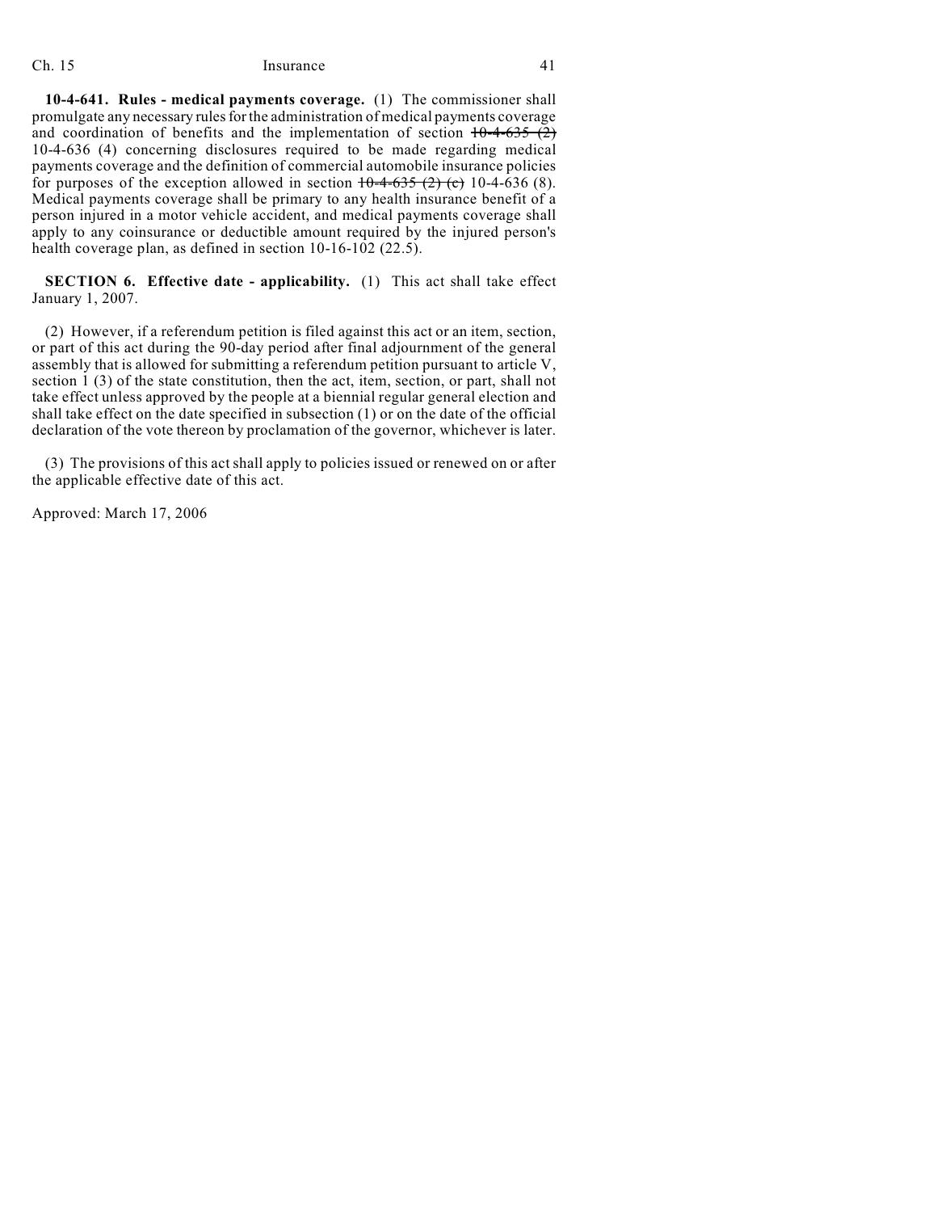**10-4-641. Rules - medical payments coverage.** (1) The commissioner shall promulgate any necessary rules for the administration of medical payments coverage and coordination of benefits and the implementation of section ~~10-4-635 (2)~~ 10-4-636 (4) concerning disclosures required to be made regarding medical payments coverage and the definition of commercial automobile insurance policies for purposes of the exception allowed in section ~~10-4-635 (2) (c)~~ 10-4-636 (8). Medical payments coverage shall be primary to any health insurance benefit of a person injured in a motor vehicle accident, and medical payments coverage shall apply to any coinsurance or deductible amount required by the injured person's health coverage plan, as defined in section 10-16-102 (22.5).

**SECTION 6. Effective date - applicability.** (1) This act shall take effect January 1, 2007.

(2) However, if a referendum petition is filed against this act or an item, section, or part of this act during the 90-day period after final adjournment of the general assembly that is allowed for submitting a referendum petition pursuant to article V, section 1 (3) of the state constitution, then the act, item, section, or part, shall not take effect unless approved by the people at a biennial regular general election and shall take effect on the date specified in subsection (1) or on the date of the official declaration of the vote thereon by proclamation of the governor, whichever is later.

(3) The provisions of this act shall apply to policies issued or renewed on or after the applicable effective date of this act.

Approved: March 17, 2006